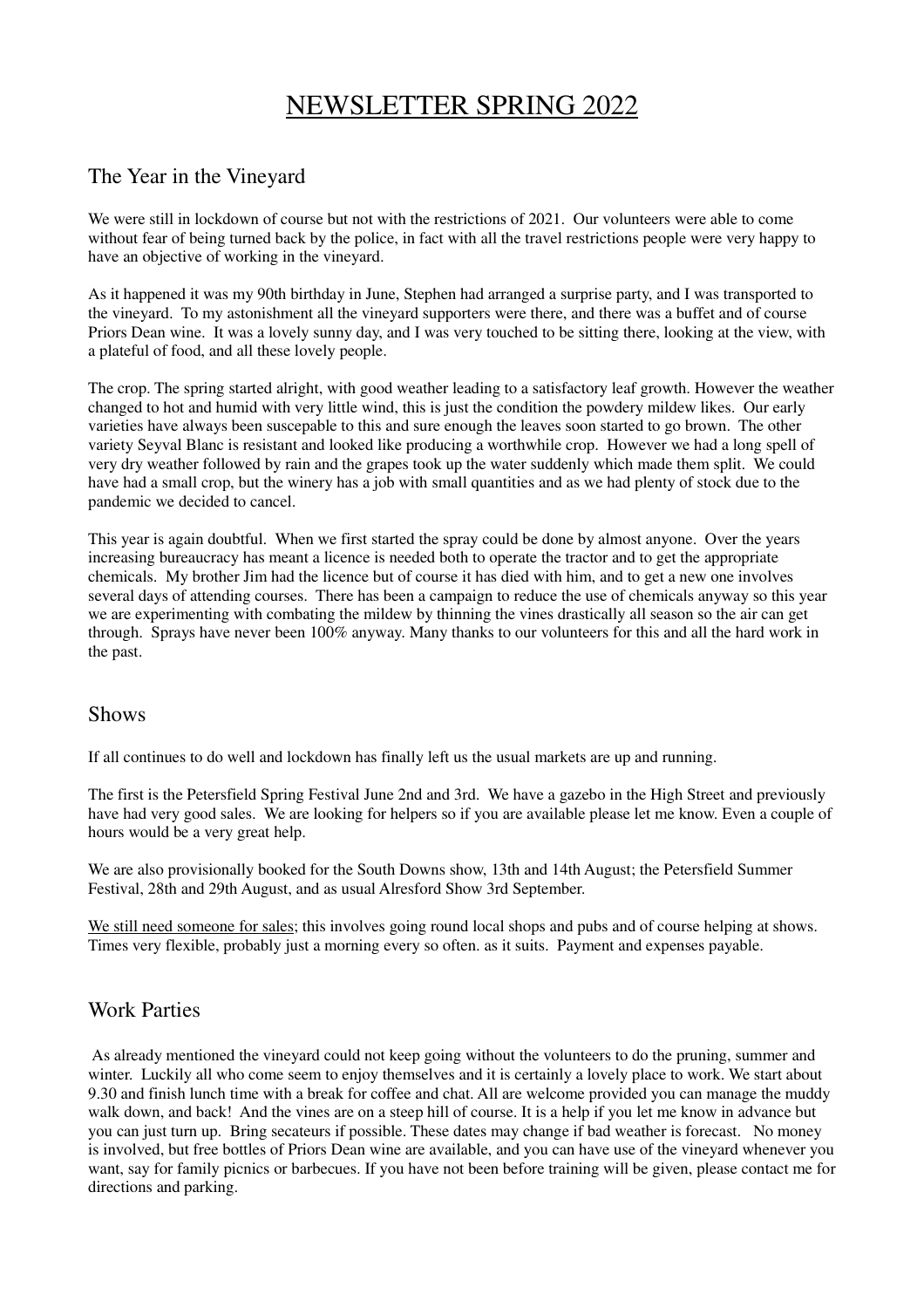# NEWSLETTER SPRING 2022

## The Year in the Vineyard

We were still in lockdown of course but not with the restrictions of 2021. Our volunteers were able to come without fear of being turned back by the police, in fact with all the travel restrictions people were very happy to have an objective of working in the vineyard.

As it happened it was my 90th birthday in June, Stephen had arranged a surprise party, and I was transported to the vineyard. To my astonishment all the vineyard supporters were there, and there was a buffet and of course Priors Dean wine. It was a lovely sunny day, and I was very touched to be sitting there, looking at the view, with a plateful of food, and all these lovely people.

The crop. The spring started alright, with good weather leading to a satisfactory leaf growth. However the weather changed to hot and humid with very little wind, this is just the condition the powdery mildew likes. Our early varieties have always been suscepable to this and sure enough the leaves soon started to go brown. The other variety Seyval Blanc is resistant and looked like producing a worthwhile crop. However we had a long spell of very dry weather followed by rain and the grapes took up the water suddenly which made them split. We could have had a small crop, but the winery has a job with small quantities and as we had plenty of stock due to the pandemic we decided to cancel.

This year is again doubtful. When we first started the spray could be done by almost anyone. Over the years increasing bureaucracy has meant a licence is needed both to operate the tractor and to get the appropriate chemicals. My brother Jim had the licence but of course it has died with him, and to get a new one involves several days of attending courses. There has been a campaign to reduce the use of chemicals anyway so this year we are experimenting with combating the mildew by thinning the vines drastically all season so the air can get through. Sprays have never been 100% anyway. Many thanks to our volunteers for this and all the hard work in the past.

## Shows

If all continues to do well and lockdown has finally left us the usual markets are up and running.

The first is the Petersfield Spring Festival June 2nd and 3rd. We have a gazebo in the High Street and previously have had very good sales. We are looking for helpers so if you are available please let me know. Even a couple of hours would be a very great help.

We are also provisionally booked for the South Downs show, 13th and 14th August; the Petersfield Summer Festival, 28th and 29th August, and as usual Alresford Show 3rd September.

<u>We still need someone for sales</u>; this involves going round local shops and pubs and of course helping at shows. Times very flexible, probably just a morning every so often. as it suits. Payment and expenses payable.

## Work Parties

As already mentioned the vineyard could not keep going without the volunteers to do the pruning, summer and winter. Luckily all who come seem to enjoy themselves and it is certainly a lovely place to work. We start about 9.30 and finish lunch time with a break for coffee and chat. All are welcome provided you can manage the muddy walk down, and back! And the vines are on a steep hill of course. It is a help if you let me know in advance but you can just turn up. Bring secateurs if possible. These dates may change if bad weather is forecast. No money is involved, but free bottles of Priors Dean wine are available, and you can have use of the vineyard whenever you want, say for family picnics or barbecues. If you have not been before training will be given, please contact me for directions and parking.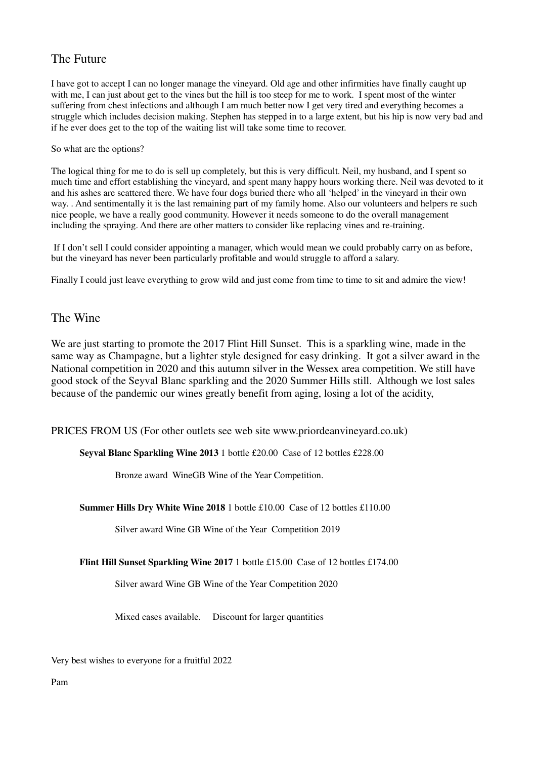## The Future

I have got to accept I can no longer manage the vineyard. Old age and other infirmities have finally caught up with me, I can just about get to the vines but the hill is too steep for me to work. I spent most of the winter suffering from chest infections and although I am much better now I get very tired and everything becomes a struggle which includes decision making. Stephen has stepped in to a large extent, but his hip is now very bad and if he ever does get to the top of the waiting list will take some time to recover.

So what are the options?

The logical thing for me to do is sell up completely, but this is very difficult. Neil, my husband, and I spent so much time and effort establishing the vineyard, and spent many happy hours working there. Neil was devoted to it and his ashes are scattered there. We have four dogs buried there who all 'helped' in the vineyard in their own way. . And sentimentally it is the last remaining part of my family home. Also our volunteers and helpers re such nice people, we have a really good community. However it needs someone to do the overall management including the spraying. And there are other matters to consider like replacing vines and re-training.

If I don't sell I could consider appointing a manager, which would mean we could probably carry on as before, but the vineyard has never been particularly profitable and would struggle to afford a salary.

Finally I could just leave everything to grow wild and just come from time to time to sit and admire the view!

## The Wine

We are just starting to promote the 2017 Flint Hill Sunset. This is a sparkling wine, made in the same way as Champagne, but a lighter style designed for easy drinking. It got a silver award in the National competition in 2020 and this autumn silver in the Wessex area competition. We still have good stock of the Seyval Blanc sparkling and the 2020 Summer Hills still. Although we lost sales because of the pandemic our wines greatly benefit from aging, losing a lot of the acidity,

PRICES FROM US (For other outlets see web site www.priordeanvineyard.co.uk)

**Seyval Blanc Sparkling Wine 2013** 1 bottle £20.00 Case of 12 bottles £228.00

Bronze award WineGB Wine of the Year Competition.

**Summer Hills Dry White Wine 2018** 1 bottle £10.00 Case of 12 bottles £110.00

Silver award Wine GB Wine of the Year Competition 2019

**Flint Hill Sunset Sparkling Wine 2017** 1 bottle £15.00 Case of 12 bottles £174.00

Silver award Wine GB Wine of the Year Competition 2020

Mixed cases available. Discount for larger quantities

Very best wishes to everyone for a fruitful 2022

Pam